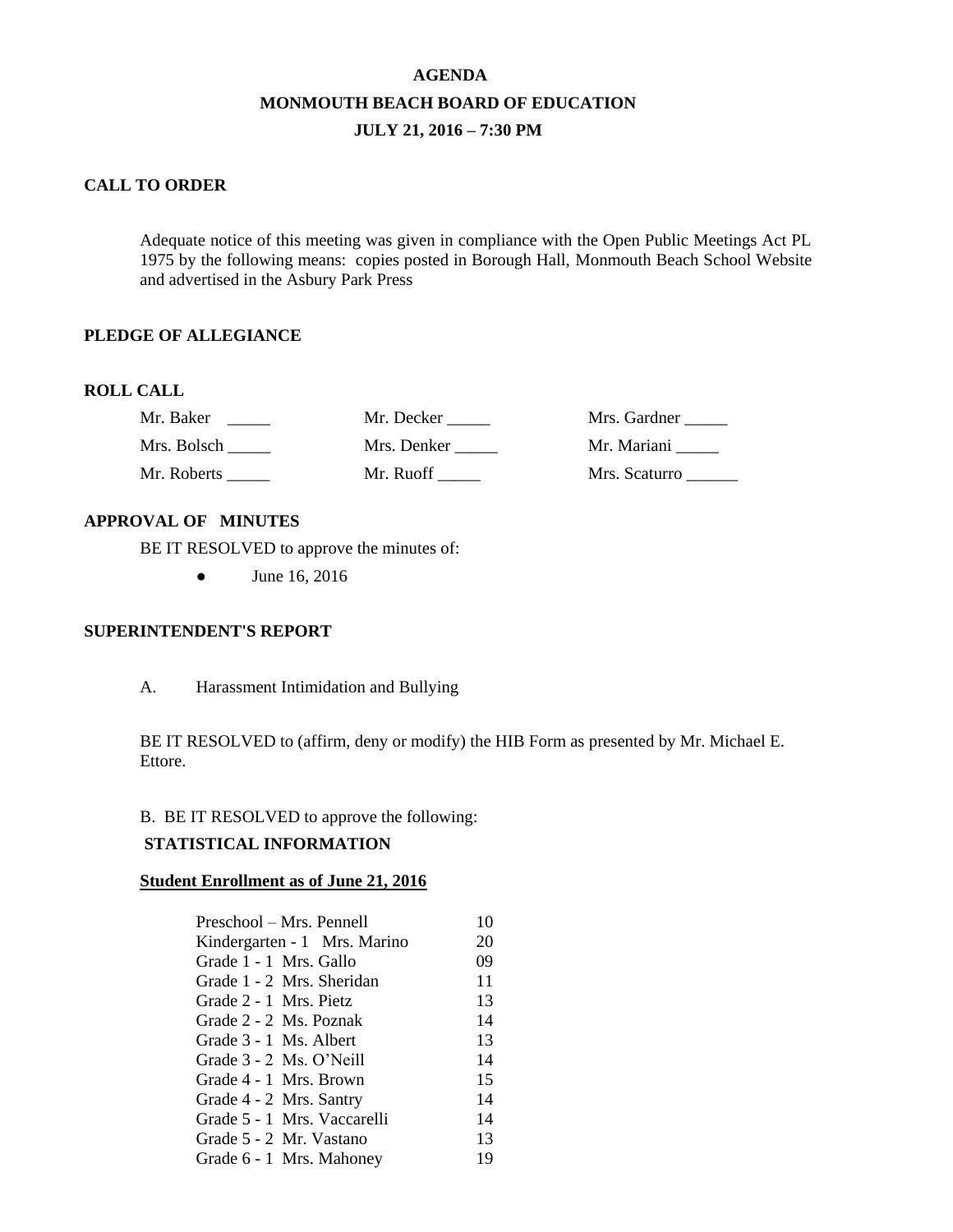# AGENDA
## MONMOUTH BEACH BOARD OF EDUCATION
### JULY 21, 2016 – 7:30 PM

**CALL TO ORDER**

Adequate notice of this meeting was given in compliance with the Open Public Meetings Act PL 1975 by the following means: copies posted in Borough Hall, Monmouth Beach School Website and advertised in the Asbury Park Press

**PLEDGE OF ALLEGIANCE**

**ROLL CALL**

| | | |
|---|---|---|
| Mr. Baker _____ | Mr. Decker _____ | Mrs. Gardner _____ |
| Mrs. Bolsch _____ | Mrs. Denker _____ | Mr. Mariani _____ |
| Mr. Roberts _____ | Mr. Ruoff _____ | Mrs. Scaturro ______ |

**APPROVAL OF MINUTES**

BE IT RESOLVED to approve the minutes of:

- June 16, 2016

**SUPERINTENDENT'S REPORT**

A. Harassment Intimidation and Bullying

BE IT RESOLVED to (affirm, deny or modify) the HIB Form as presented by Mr. Michael E. Ettore.

B. BE IT RESOLVED to approve the following:

**STATISTICAL INFORMATION**

**Student Enrollment as of June 21, 2016**

| | |
|---|---|
| Preschool – Mrs. Pennell | 10 |
| Kindergarten - 1 Mrs. Marino | 20 |
| Grade 1 - 1 Mrs. Gallo | 09 |
| Grade 1 - 2 Mrs. Sheridan | 11 |
| Grade 2 - 1 Mrs. Pietz | 13 |
| Grade 2 - 2 Ms. Poznak | 14 |
| Grade 3 - 1 Ms. Albert | 13 |
| Grade 3 - 2 Ms. O'Neill | 14 |
| Grade 4 - 1 Mrs. Brown | 15 |
| Grade 4 - 2 Mrs. Santry | 14 |
| Grade 5 - 1 Mrs. Vaccarelli | 14 |
| Grade 5 - 2 Mr. Vastano | 13 |
| Grade 6 - 1 Mrs. Mahoney | 19 |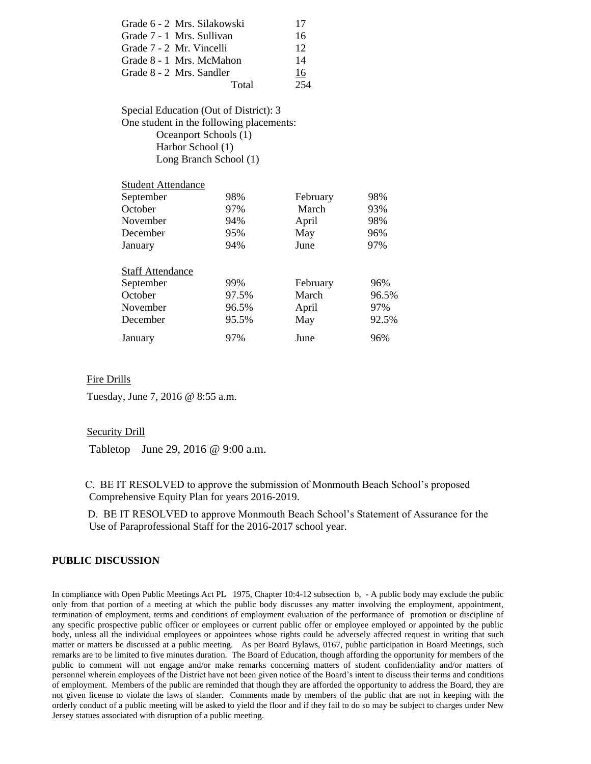| | |
|---|---|
| Grade 6 - 2 Mrs. Silakowski | 17 |
| Grade 7 - 1 Mrs. Sullivan | 16 |
| Grade 7 - 2 Mr. Vincelli | 12 |
| Grade 8 - 1 Mrs. McMahon | 14 |
| Grade 8 - 2 Mrs. Sandler | 16 |
| Total | 254 |

Special Education (Out of District): 3
One student in the following placements:

- Oceanport Schools (1)
- Harbor School (1)
- Long Branch School (1)

| Student Attendance | | | |
|---|---|---|---|
| September | 98% | February | 98% |
| October | 97% | March | 93% |
| November | 94% | April | 98% |
| December | 95% | May | 96% |
| January | 94% | June | 97% |

| Staff Attendance | | | |
|---|---|---|---|
| September | 99% | February | 96% |
| October | 97.5% | March | 96.5% |
| November | 96.5% | April | 97% |
| December | 95.5% | May | 92.5% |
| January | 97% | June | 96% |

Fire Drills

Tuesday, June 7, 2016 @ 8:55 a.m.

Security Drill

Tabletop – June 29, 2016 @ 9:00 a.m.

C. BE IT RESOLVED to approve the submission of Monmouth Beach School's proposed Comprehensive Equity Plan for years 2016-2019.

D. BE IT RESOLVED to approve Monmouth Beach School's Statement of Assurance for the Use of Paraprofessional Staff for the 2016-2017 school year.

**PUBLIC DISCUSSION**

In compliance with Open Public Meetings Act PL 1975, Chapter 10:4-12 subsection b, - A public body may exclude the public only from that portion of a meeting at which the public body discusses any matter involving the employment, appointment, termination of employment, terms and conditions of employment evaluation of the performance of promotion or discipline of any specific prospective public officer or employees or current public offer or employee employed or appointed by the public body, unless all the individual employees or appointees whose rights could be adversely affected request in writing that such matter or matters be discussed at a public meeting. As per Board Bylaws, 0167, public participation in Board Meetings, such remarks are to be limited to five minutes duration. The Board of Education, though affording the opportunity for members of the public to comment will not engage and/or make remarks concerning matters of student confidentiality and/or matters of personnel wherein employees of the District have not been given notice of the Board's intent to discuss their terms and conditions of employment. Members of the public are reminded that though they are afforded the opportunity to address the Board, they are not given license to violate the laws of slander. Comments made by members of the public that are not in keeping with the orderly conduct of a public meeting will be asked to yield the floor and if they fail to do so may be subject to charges under New Jersey statues associated with disruption of a public meeting.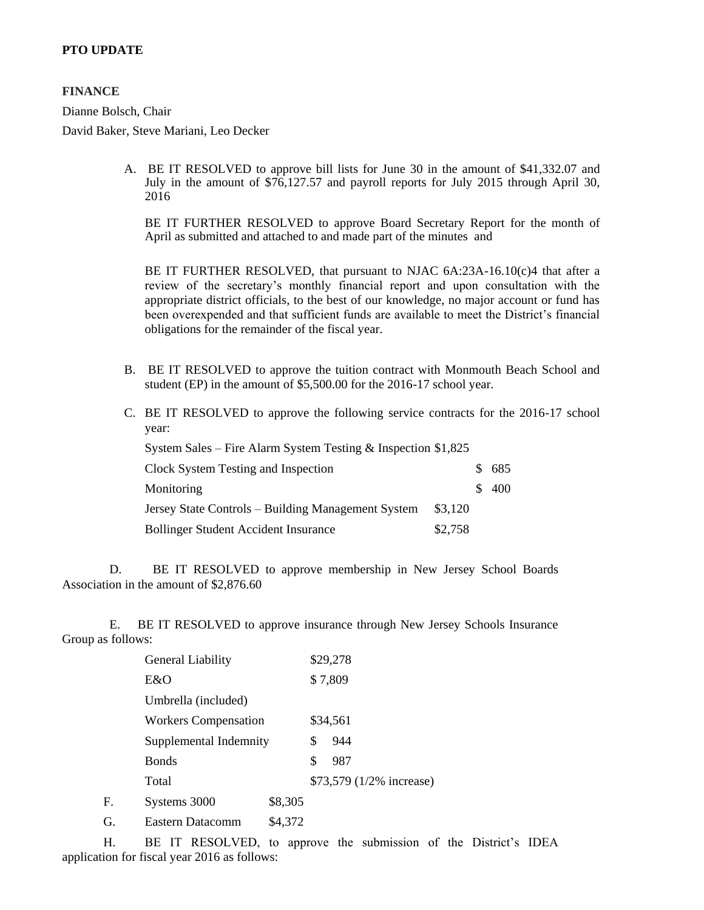**PTO UPDATE**

**FINANCE**

Dianne Bolsch, Chair

David Baker, Steve Mariani, Leo Decker

A. BE IT RESOLVED to approve bill lists for June 30 in the amount of $41,332.07 and July in the amount of $76,127.57 and payroll reports for July 2015 through April 30, 2016

   BE IT FURTHER RESOLVED to approve Board Secretary Report for the month of April as submitted and attached to and made part of the minutes and

   BE IT FURTHER RESOLVED, that pursuant to NJAC 6A:23A-16.10(c)4 that after a review of the secretary's monthly financial report and upon consultation with the appropriate district officials, to the best of our knowledge, no major account or fund has been overexpended and that sufficient funds are available to meet the District's financial obligations for the remainder of the fiscal year.

B. BE IT RESOLVED to approve the tuition contract with Monmouth Beach School and student (EP) in the amount of $5,500.00 for the 2016-17 school year.

C. BE IT RESOLVED to approve the following service contracts for the 2016-17 school year:

| | | |
|---|---|---|
| System Sales – Fire Alarm System Testing & Inspection | $1,825 | |
| Clock System Testing and Inspection | | $ 685 |
| Monitoring | | $ 400 |
| Jersey State Controls – Building Management System | $3,120 | |
| Bollinger Student Accident Insurance | $2,758 | |

D. BE IT RESOLVED to approve membership in New Jersey School Boards Association in the amount of $2,876.60

E. BE IT RESOLVED to approve insurance through New Jersey Schools Insurance Group as follows:

| | |
|---|---|
| General Liability | $29,278 |
| E&O | $ 7,809 |
| Umbrella (included) | |
| Workers Compensation | $34,561 |
| Supplemental Indemnity | $ 944 |
| Bonds | $ 987 |
| Total | $73,579 (1/2% increase) |

F. Systems 3000 $8,305

G. Eastern Datacomm $4,372

H. BE IT RESOLVED, to approve the submission of the District's IDEA application for fiscal year 2016 as follows: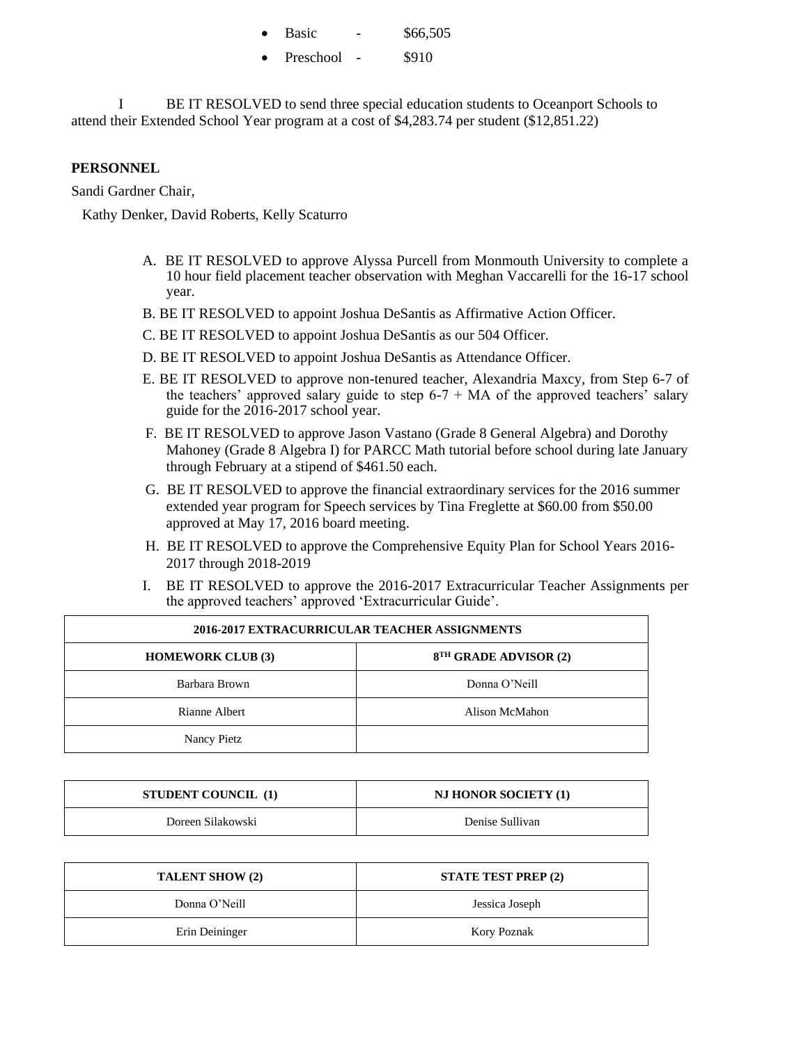- Basic - $66,505
- Preschool - $910

I BE IT RESOLVED to send three special education students to Oceanport Schools to attend their Extended School Year program at a cost of $4,283.74 per student ($12,851.22)

**PERSONNEL**

Sandi Gardner Chair,

Kathy Denker, David Roberts, Kelly Scaturro

A. BE IT RESOLVED to approve Alyssa Purcell from Monmouth University to complete a 10 hour field placement teacher observation with Meghan Vaccarelli for the 16-17 school year.

B. BE IT RESOLVED to appoint Joshua DeSantis as Affirmative Action Officer.

C. BE IT RESOLVED to appoint Joshua DeSantis as our 504 Officer.

D. BE IT RESOLVED to appoint Joshua DeSantis as Attendance Officer.

E. BE IT RESOLVED to approve non-tenured teacher, Alexandria Maxcy, from Step 6-7 of the teachers' approved salary guide to step 6-7 + MA of the approved teachers' salary guide for the 2016-2017 school year.

F. BE IT RESOLVED to approve Jason Vastano (Grade 8 General Algebra) and Dorothy Mahoney (Grade 8 Algebra I) for PARCC Math tutorial before school during late January through February at a stipend of $461.50 each.

G. BE IT RESOLVED to approve the financial extraordinary services for the 2016 summer extended year program for Speech services by Tina Freglette at $60.00 from $50.00 approved at May 17, 2016 board meeting.

H. BE IT RESOLVED to approve the Comprehensive Equity Plan for School Years 2016-2017 through 2018-2019

I. BE IT RESOLVED to approve the 2016-2017 Extracurricular Teacher Assignments per the approved teachers' approved 'Extracurricular Guide'.

| **2016-2017 EXTRACURRICULAR TEACHER ASSIGNMENTS** | |
|---|---|
| **HOMEWORK CLUB (3)** | **8TH GRADE ADVISOR (2)** |
| Barbara Brown | Donna O'Neill |
| Rianne Albert | Alison McMahon |
| Nancy Pietz | |

| **STUDENT COUNCIL (1)** | **NJ HONOR SOCIETY (1)** |
|---|---|
| Doreen Silakowski | Denise Sullivan |

| **TALENT SHOW (2)** | **STATE TEST PREP (2)** |
|---|---|
| Donna O'Neill | Jessica Joseph |
| Erin Deininger | Kory Poznak |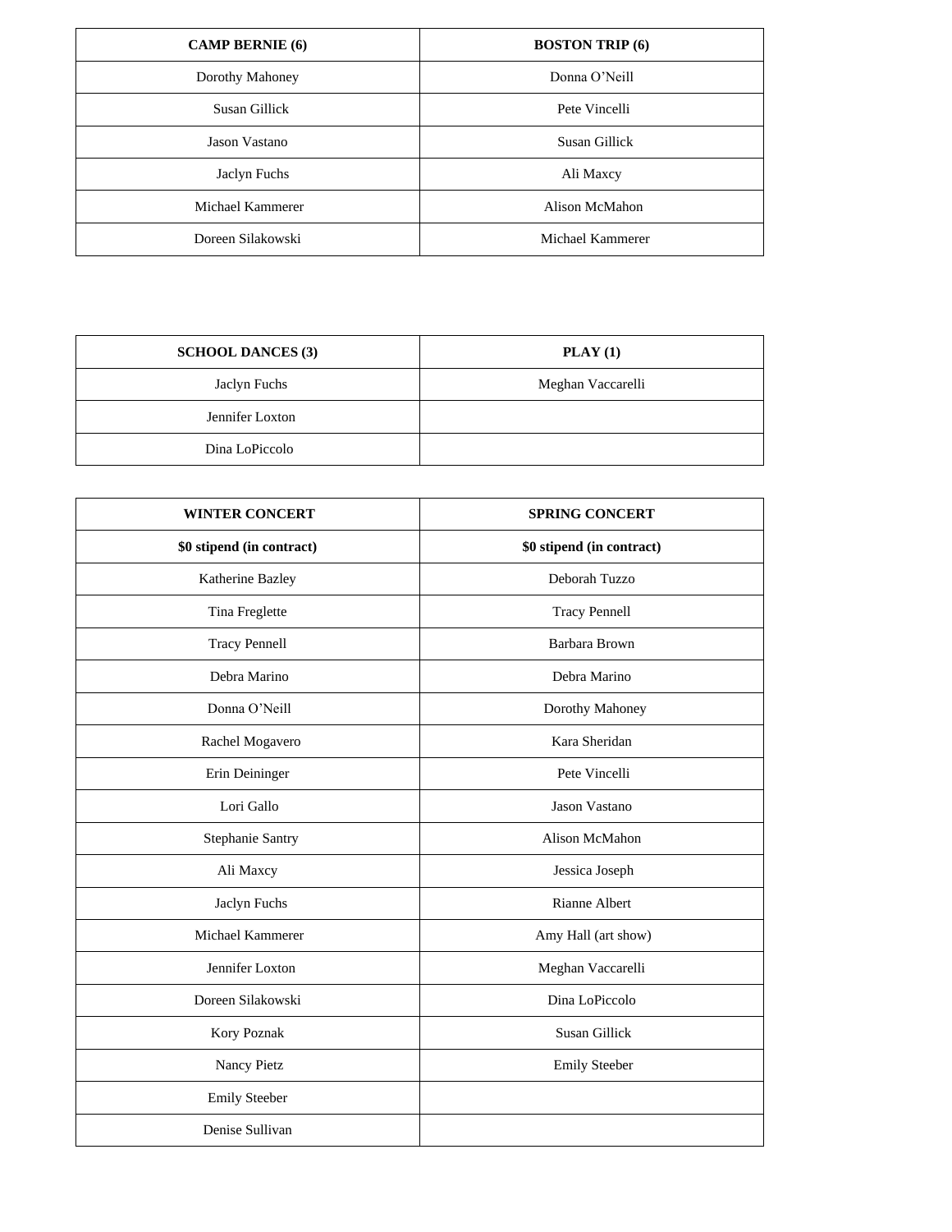| CAMP BERNIE (6) | BOSTON TRIP (6) |
| --- | --- |
| Dorothy Mahoney | Donna O’Neill |
| Susan Gillick | Pete Vincelli |
| Jason Vastano | Susan Gillick |
| Jaclyn Fuchs | Ali Maxcy |
| Michael Kammerer | Alison McMahon |
| Doreen Silakowski | Michael Kammerer |

| SCHOOL DANCES (3) | PLAY (1) |
| --- | --- |
| Jaclyn Fuchs | Meghan Vaccarelli |
| Jennifer Loxton | |
| Dina LoPiccolo | |

| WINTER CONCERT | SPRING CONCERT |
| --- | --- |
| **$0 stipend (in contract)** | **$0 stipend (in contract)** |
| Katherine Bazley | Deborah Tuzzo |
| Tina Freglette | Tracy Pennell |
| Tracy Pennell | Barbara Brown |
| Debra Marino | Debra Marino |
| Donna O’Neill | Dorothy Mahoney |
| Rachel Mogavero | Kara Sheridan |
| Erin Deininger | Pete Vincelli |
| Lori Gallo | Jason Vastano |
| Stephanie Santry | Alison McMahon |
| Ali Maxcy | Jessica Joseph |
| Jaclyn Fuchs | Rianne Albert |
| Michael Kammerer | Amy Hall (art show) |
| Jennifer Loxton | Meghan Vaccarelli |
| Doreen Silakowski | Dina LoPiccolo |
| Kory Poznak | Susan Gillick |
| Nancy Pietz | Emily Steeber |
| Emily Steeber | |
| Denise Sullivan | |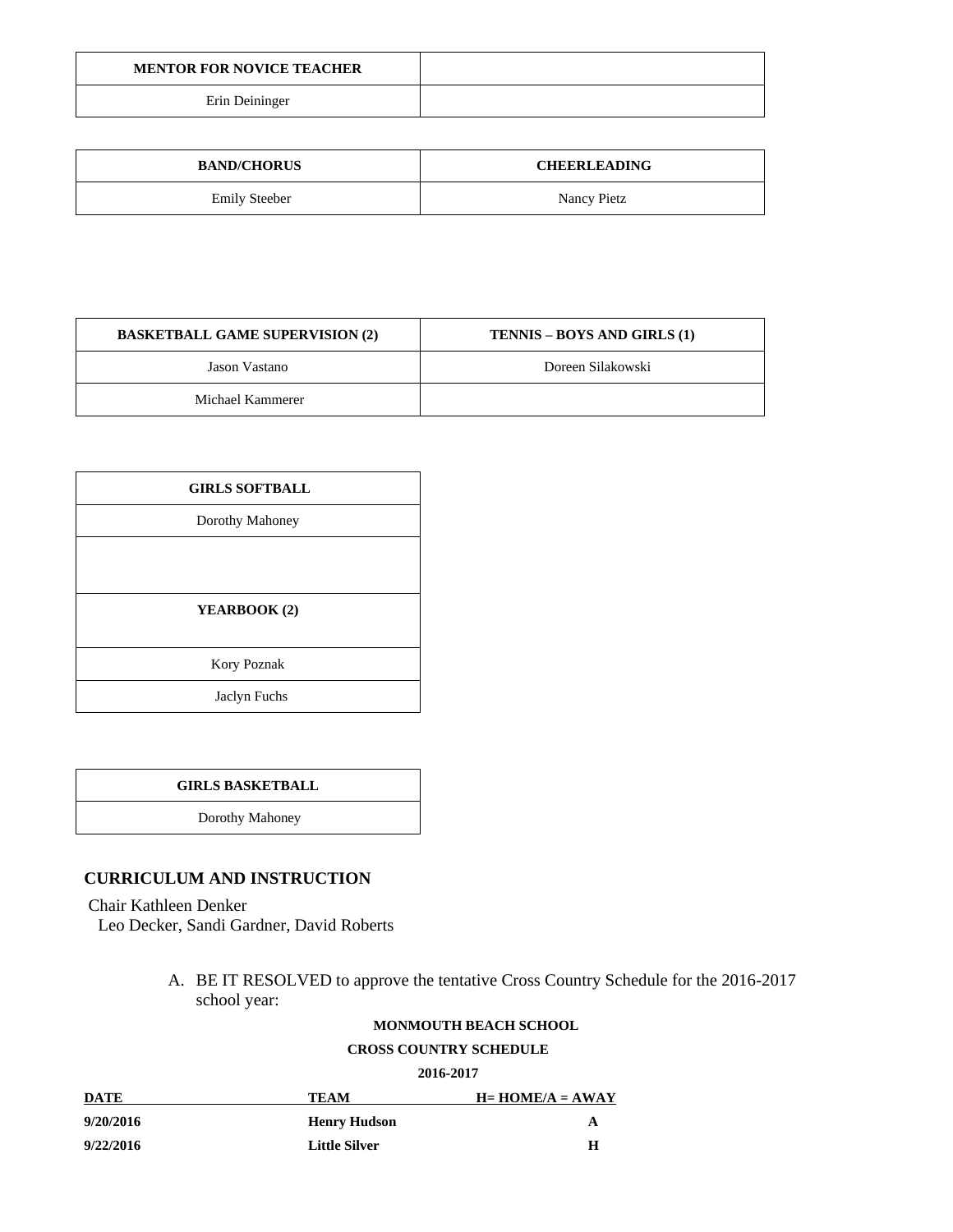| MENTOR FOR NOVICE TEACHER | |
|---|---|
| Erin Deininger | |

| BAND/CHORUS | CHEERLEADING |
|---|---|
| Emily Steeber | Nancy Pietz |

| BASKETBALL GAME SUPERVISION (2) | TENNIS – BOYS AND GIRLS (1) |
|---|---|
| Jason Vastano | Doreen Silakowski |
| Michael Kammerer | |

| GIRLS SOFTBALL |
|---|
| Dorothy Mahoney |
| |
| **YEARBOOK (2)** |
| Kory Poznak |
| Jaclyn Fuchs |

| GIRLS BASKETBALL |
|---|
| Dorothy Mahoney |

## CURRICULUM AND INSTRUCTION

Chair Kathleen Denker
Leo Decker, Sandi Gardner, David Roberts

A. BE IT RESOLVED to approve the tentative Cross Country Schedule for the 2016-2017 school year:

**MONMOUTH BEACH SCHOOL**

**CROSS COUNTRY SCHEDULE**

**2016-2017**

| DATE | TEAM | H= HOME/A = AWAY |
|---|---|---|
| 9/20/2016 | Henry Hudson | A |
| 9/22/2016 | Little Silver | H |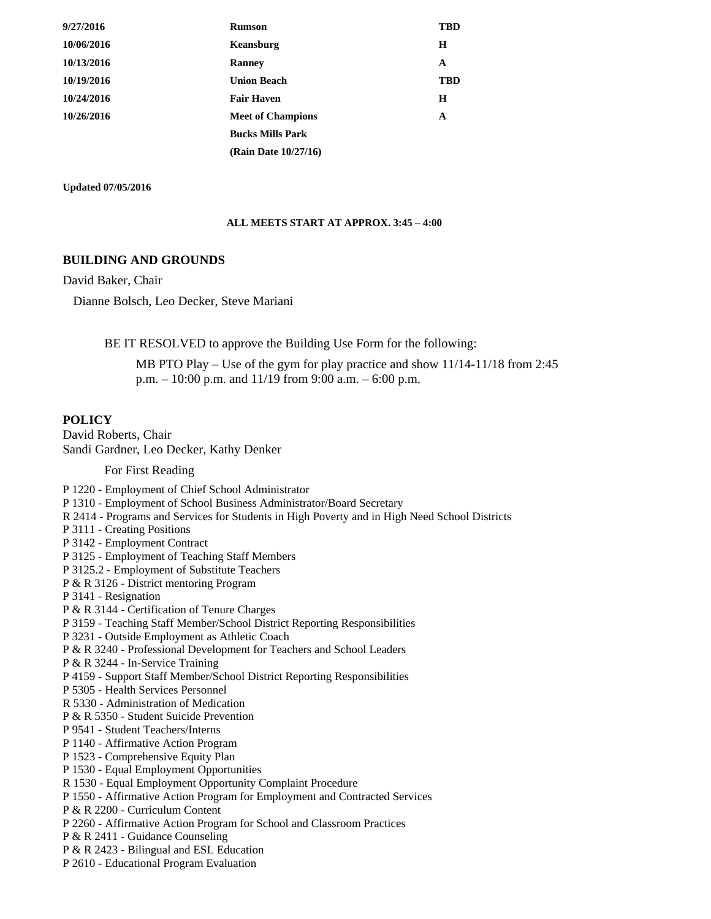| | | |
|---|---|---|
| **9/27/2016** | **Rumson** | **TBD** |
| **10/06/2016** | **Keansburg** | **H** |
| **10/13/2016** | **Ranney** | **A** |
| **10/19/2016** | **Union Beach** | **TBD** |
| **10/24/2016** | **Fair Haven** | **H** |
| **10/26/2016** | **Meet of Champions** | **A** |
| | **Bucks Mills Park** | |
| | **(Rain Date 10/27/16)** | |

**Updated 07/05/2016**

**ALL MEETS START AT APPROX. 3:45 – 4:00**

## BUILDING AND GROUNDS

David Baker, Chair

Dianne Bolsch, Leo Decker, Steve Mariani

BE IT RESOLVED to approve the Building Use Form for the following:

MB PTO Play – Use of the gym for play practice and show 11/14-11/18 from 2:45 p.m. – 10:00 p.m. and 11/19 from 9:00 a.m. – 6:00 p.m.

## POLICY

David Roberts, Chair
Sandi Gardner, Leo Decker, Kathy Denker

For First Reading

P 1220 - Employment of Chief School Administrator
P 1310 - Employment of School Business Administrator/Board Secretary
R 2414 - Programs and Services for Students in High Poverty and in High Need School Districts
P 3111 - Creating Positions
P 3142 - Employment Contract
P 3125 - Employment of Teaching Staff Members
P 3125.2 - Employment of Substitute Teachers
P & R 3126 - District mentoring Program
P 3141 - Resignation
P & R 3144 - Certification of Tenure Charges
P 3159 - Teaching Staff Member/School District Reporting Responsibilities
P 3231 - Outside Employment as Athletic Coach
P & R 3240 - Professional Development for Teachers and School Leaders
P & R 3244 - In-Service Training
P 4159 - Support Staff Member/School District Reporting Responsibilities
P 5305 - Health Services Personnel
R 5330 - Administration of Medication
P & R 5350 - Student Suicide Prevention
P 9541 - Student Teachers/Interns
P 1140 - Affirmative Action Program
P 1523 - Comprehensive Equity Plan
P 1530 - Equal Employment Opportunities
R 1530 - Equal Employment Opportunity Complaint Procedure
P 1550 - Affirmative Action Program for Employment and Contracted Services
P & R 2200 - Curriculum Content
P 2260 - Affirmative Action Program for School and Classroom Practices
P & R 2411 - Guidance Counseling
P & R 2423 - Bilingual and ESL Education
P 2610 - Educational Program Evaluation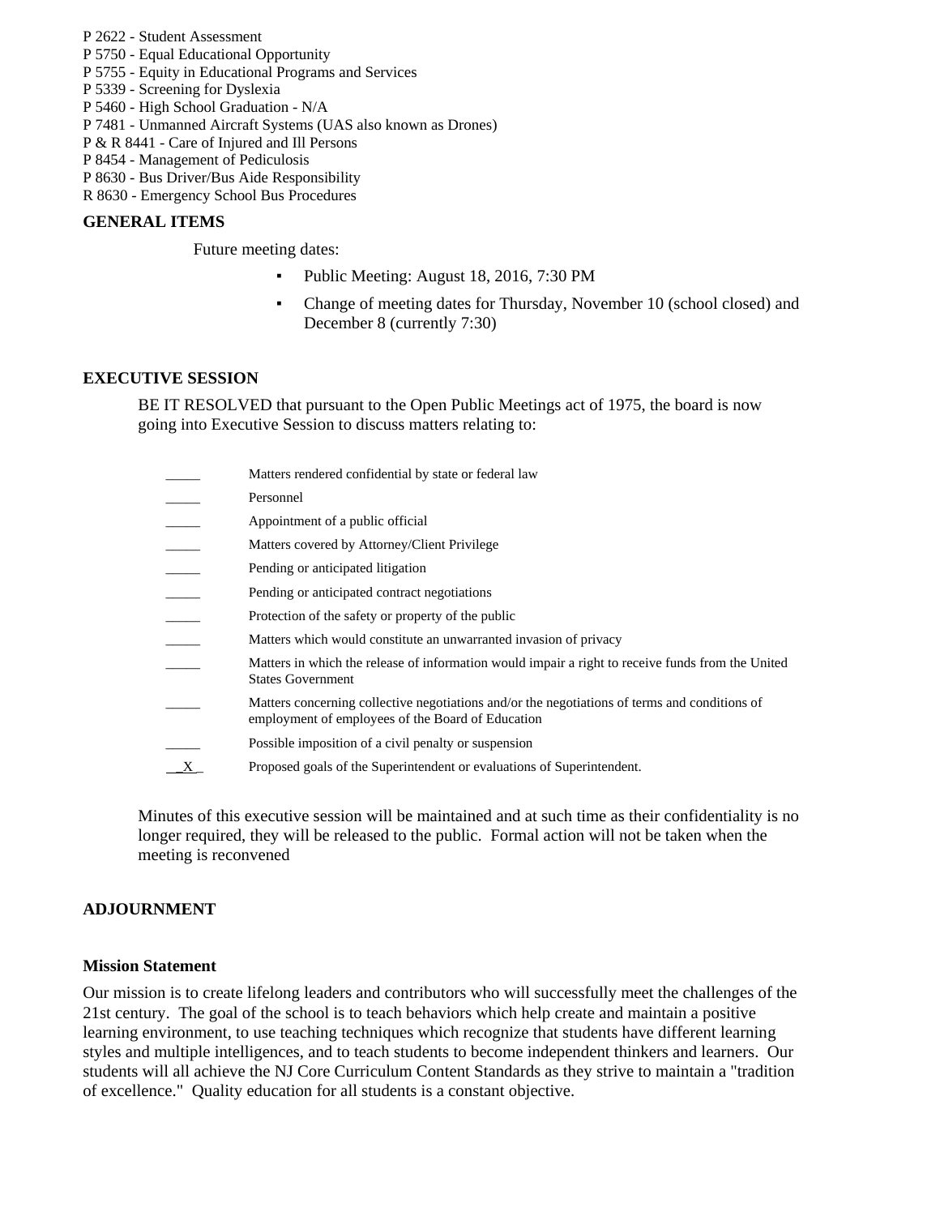P 2622 - Student Assessment
P 5750 - Equal Educational Opportunity
P 5755 - Equity in Educational Programs and Services
P 5339 - Screening for Dyslexia
P 5460 - High School Graduation - N/A
P 7481 - Unmanned Aircraft Systems (UAS also known as Drones)
P & R 8441 - Care of Injured and Ill Persons
P 8454 - Management of Pediculosis
P 8630 - Bus Driver/Bus Aide Responsibility
R 8630 - Emergency School Bus Procedures

**GENERAL ITEMS**

Future meeting dates:

- Public Meeting: August 18, 2016, 7:30 PM
- Change of meeting dates for Thursday, November 10 (school closed) and December 8 (currently 7:30)

**EXECUTIVE SESSION**

BE IT RESOLVED that pursuant to the Open Public Meetings act of 1975, the board is now going into Executive Session to discuss matters relating to:

| | |
|---|---|
| _____ | Matters rendered confidential by state or federal law |
| _____ | Personnel |
| _____ | Appointment of a public official |
| _____ | Matters covered by Attorney/Client Privilege |
| _____ | Pending or anticipated litigation |
| _____ | Pending or anticipated contract negotiations |
| _____ | Protection of the safety or property of the public |
| _____ | Matters which would constitute an unwarranted invasion of privacy |
| _____ | Matters in which the release of information would impair a right to receive funds from the United States Government |
| _____ | Matters concerning collective negotiations and/or the negotiations of terms and conditions of employment of employees of the Board of Education |
| _____ | Possible imposition of a civil penalty or suspension |
| __X_ | Proposed goals of the Superintendent or evaluations of Superintendent. |

Minutes of this executive session will be maintained and at such time as their confidentiality is no longer required, they will be released to the public. Formal action will not be taken when the meeting is reconvened

**ADJOURNMENT**

**Mission Statement**

Our mission is to create lifelong leaders and contributors who will successfully meet the challenges of the 21st century. The goal of the school is to teach behaviors which help create and maintain a positive learning environment, to use teaching techniques which recognize that students have different learning styles and multiple intelligences, and to teach students to become independent thinkers and learners. Our students will all achieve the NJ Core Curriculum Content Standards as they strive to maintain a "tradition of excellence." Quality education for all students is a constant objective.